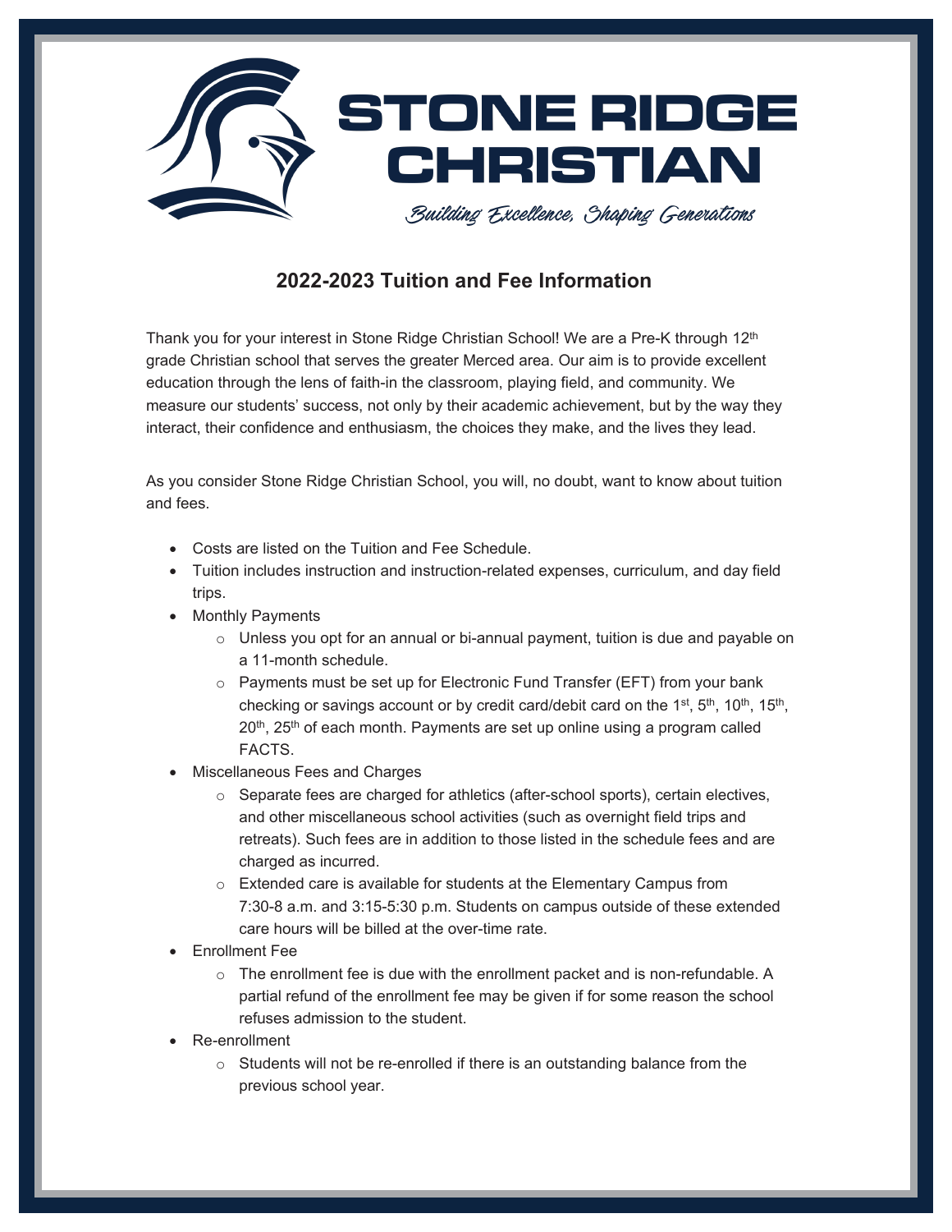# STONE RIDGE CHRISTIAN

*Building Excellence, Shaping Generations*

## 2022-2023 Tuition and Fee Information

Thank you for your interest in Stone Ridge Christian School! We are a Pre-K through 12th grade Christian school that serves the greater Merced area. Our aim is to provide excellent education through the lens of faith-in the classroom, playing field, and community. We measure our students' success, not only by their academic achievement, but by the way they interact, their confidence and enthusiasm, the choices they make, and the lives they lead.

As you consider Stone Ridge Christian School, you will, no doubt, want to know about tuition and fees.

- Costs are listed on the Tuition and Fee Schedule.
- Tuition includes instruction and instruction-related expenses, curriculum, and day field trips.
- Monthly Payments
  - Unless you opt for an annual or bi-annual payment, tuition is due and payable on a 11-month schedule.
  - Payments must be set up for Electronic Fund Transfer (EFT) from your bank checking or savings account or by credit card/debit card on the 1st, 5th, 10th, 15th, 20th, 25th of each month. Payments are set up online using a program called FACTS.
- Miscellaneous Fees and Charges
  - Separate fees are charged for athletics (after-school sports), certain electives, and other miscellaneous school activities (such as overnight field trips and retreats). Such fees are in addition to those listed in the schedule fees and are charged as incurred.
  - Extended care is available for students at the Elementary Campus from 7:30-8 a.m. and 3:15-5:30 p.m. Students on campus outside of these extended care hours will be billed at the over-time rate.
- Enrollment Fee
  - The enrollment fee is due with the enrollment packet and is non-refundable. A partial refund of the enrollment fee may be given if for some reason the school refuses admission to the student.
- Re-enrollment
  - Students will not be re-enrolled if there is an outstanding balance from the previous school year.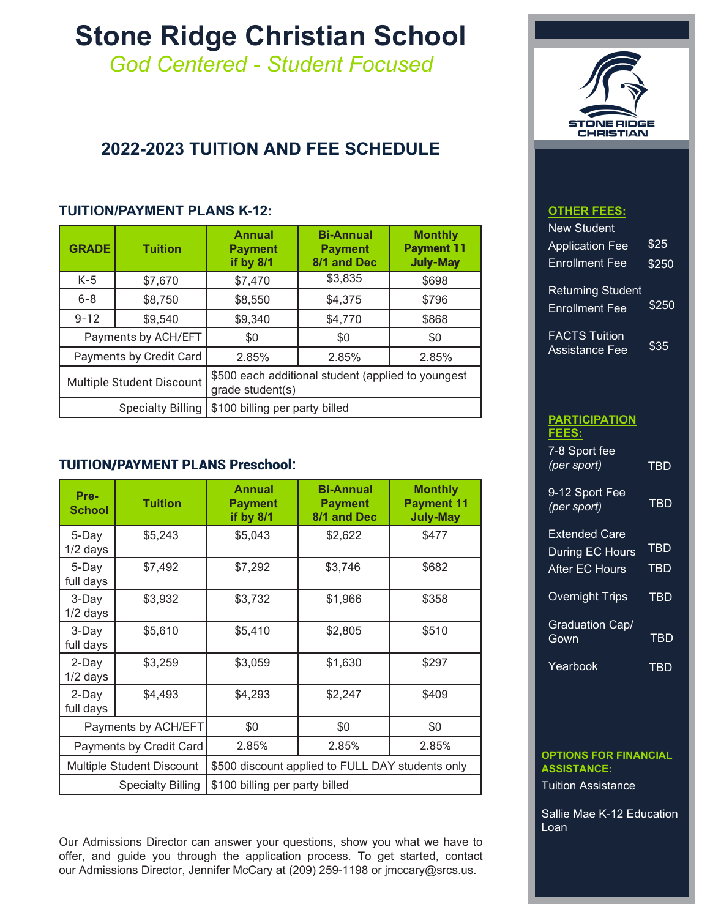# Stone Ridge Christian School

*God Centered - Student Focused*

## 2022-2023 TUITION AND FEE SCHEDULE

### TUITION/PAYMENT PLANS K-12:

| GRADE | Tuition | Annual Payment if by 8/1 | Bi-Annual Payment 8/1 and Dec | Monthly Payment 11 July-May |
|---|---|---|---|---|
| K-5 | $7,670 | $7,470 | $3,835 | $698 |
| 6-8 | $8,750 | $8,550 | $4,375 | $796 |
| 9-12 | $9,540 | $9,340 | $4,770 | $868 |
| Payments by ACH/EFT | | $0 | $0 | $0 |
| Payments by Credit Card | | 2.85% | 2.85% | 2.85% |
| Multiple Student Discount | | $500 each additional student (applied to youngest grade student(s) | | |
| Specialty Billing | | $100 billing per party billed | | |

### TUITION/PAYMENT PLANS Preschool:

| Pre-School | Tuition | Annual Payment if by 8/1 | Bi-Annual Payment 8/1 and Dec | Monthly Payment 11 July-May |
|---|---|---|---|---|
| 5-Day 1/2 days | $5,243 | $5,043 | $2,622 | $477 |
| 5-Day full days | $7,492 | $7,292 | $3,746 | $682 |
| 3-Day 1/2 days | $3,932 | $3,732 | $1,966 | $358 |
| 3-Day full days | $5,610 | $5,410 | $2,805 | $510 |
| 2-Day 1/2 days | $3,259 | $3,059 | $1,630 | $297 |
| 2-Day full days | $4,493 | $4,293 | $2,247 | $409 |
| Payments by ACH/EFT | | $0 | $0 | $0 |
| Payments by Credit Card | | 2.85% | 2.85% | 2.85% |
| Multiple Student Discount | | $500 discount applied to FULL DAY students only | | |
| Specialty Billing | | $100 billing per party billed | | |

Our Admissions Director can answer your questions, show you what we have to offer, and guide you through the application process. To get started, contact our Admissions Director, Jennifer McCary at (209) 259-1198 or jmccary@srcs.us.

STONE RIDGE CHRISTIAN

**OTHER FEES:**

New Student
- Application Fee $25
- Enrollment Fee $250

Returning Student
- Enrollment Fee $250

FACTS Tuition Assistance Fee $35

**PARTICIPATION FEES:**

- 7-8 Sport fee *(per sport)* TBD
- 9-12 Sport Fee *(per sport)* TBD
- Extended Care
  - During EC Hours TBD
  - After EC Hours TBD
- Overnight Trips TBD
- Graduation Cap/ Gown TBD
- Yearbook TBD

**OPTIONS FOR FINANCIAL ASSISTANCE:**

Tuition Assistance

Sallie Mae K-12 Education Loan